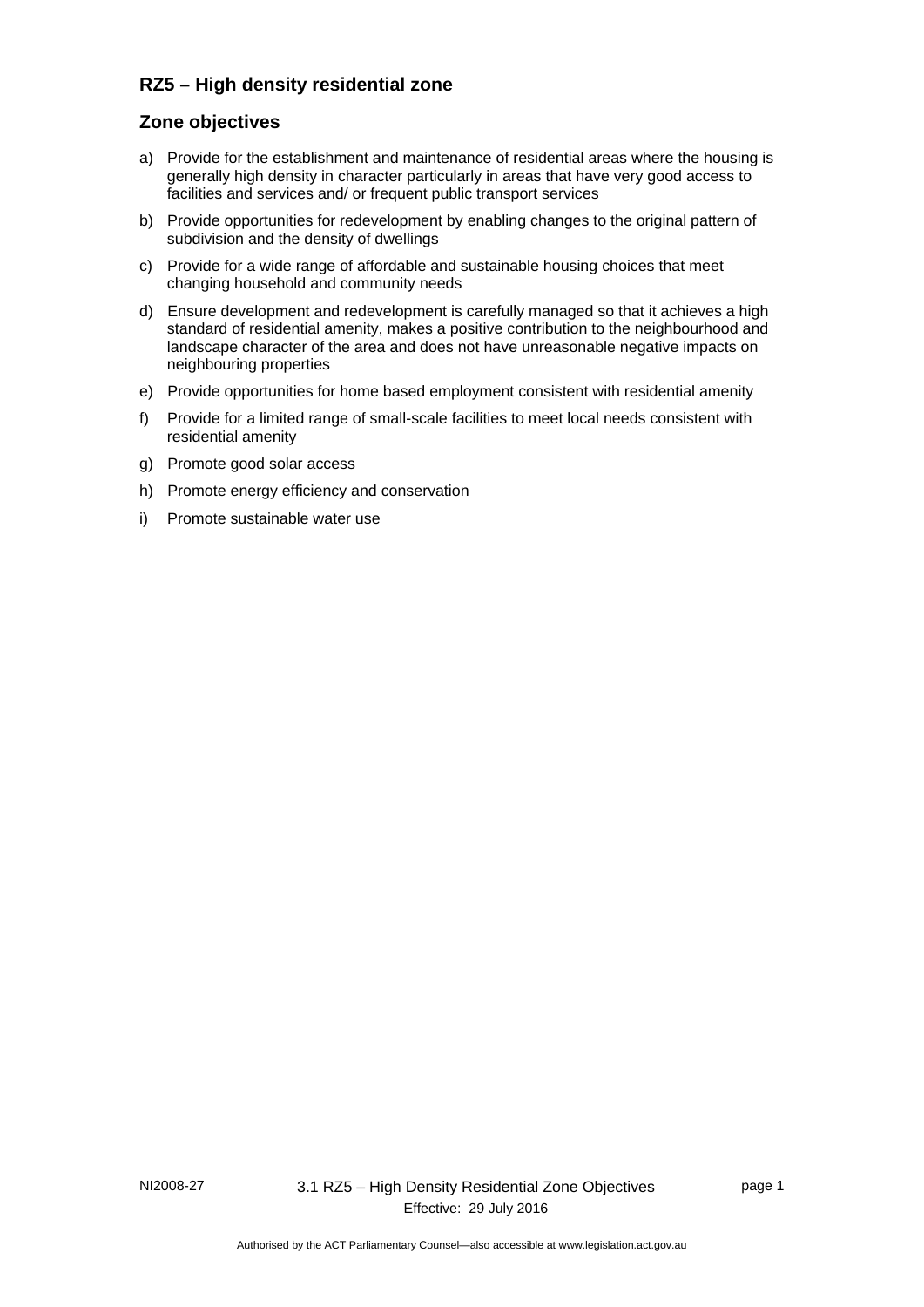## RZ5 – High density residential zone

## Zone objectives

a) Provide for the establishment and maintenance of residential areas where the housing is generally high density in character particularly in areas that have very good access to facilities and services and/ or frequent public transport services

b) Provide opportunities for redevelopment by enabling changes to the original pattern of subdivision and the density of dwellings

c) Provide for a wide range of affordable and sustainable housing choices that meet changing household and community needs

d) Ensure development and redevelopment is carefully managed so that it achieves a high standard of residential amenity, makes a positive contribution to the neighbourhood and landscape character of the area and does not have unreasonable negative impacts on neighbouring properties

e) Provide opportunities for home based employment consistent with residential amenity

f) Provide for a limited range of small-scale facilities to meet local needs consistent with residential amenity

g) Promote good solar access

h) Promote energy efficiency and conservation

i) Promote sustainable water use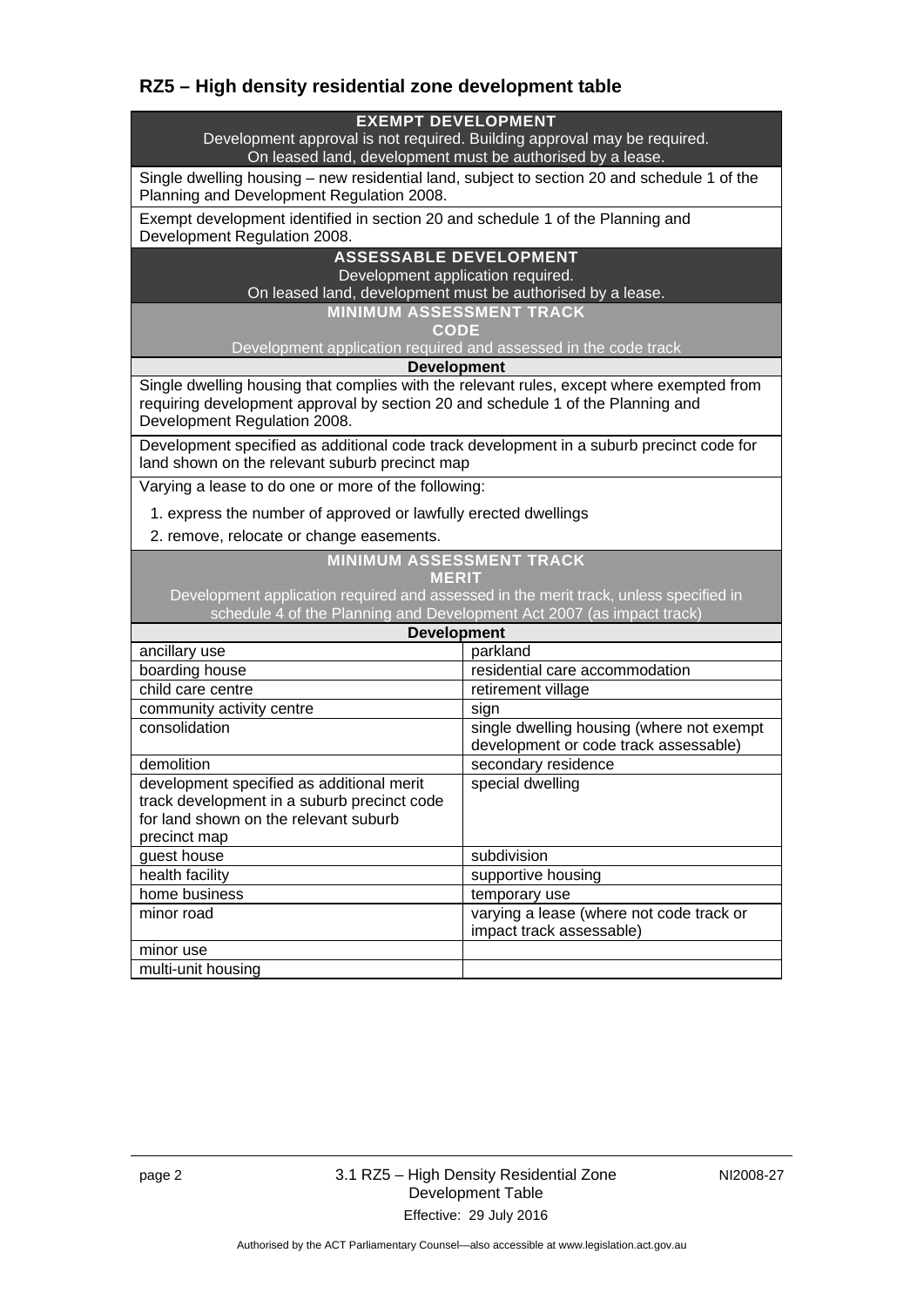## RZ5 – High density residential zone development table

| EXEMPT DEVELOPMENT<br>Development approval is not required. Building approval may be required.<br>On leased land, development must be authorised by a lease. | |
|---|---|
| Single dwelling housing – new residential land, subject to section 20 and schedule 1 of the Planning and Development Regulation 2008. | |
| Exempt development identified in section 20 and schedule 1 of the Planning and Development Regulation 2008. | |
| **ASSESSABLE DEVELOPMENT**<br>Development application required.<br>On leased land, development must be authorised by a lease. | |
| **MINIMUM ASSESSMENT TRACK**<br>**CODE**<br>Development application required and assessed in the code track | |
| **Development** | |
| Single dwelling housing that complies with the relevant rules, except where exempted from requiring development approval by section 20 and schedule 1 of the Planning and Development Regulation 2008. | |
| Development specified as additional code track development in a suburb precinct code for land shown on the relevant suburb precinct map | |
| Varying a lease to do one or more of the following:<br>1. express the number of approved or lawfully erected dwellings<br>2. remove, relocate or change easements. | |
| **MINIMUM ASSESSMENT TRACK**<br>**MERIT**<br>Development application required and assessed in the merit track, unless specified in schedule 4 of the Planning and Development Act 2007 (as impact track) | |
| **Development** | |
| ancillary use | parkland |
| boarding house | residential care accommodation |
| child care centre | retirement village |
| community activity centre | sign |
| consolidation | single dwelling housing (where not exempt development or code track assessable) |
| demolition | secondary residence |
| development specified as additional merit track development in a suburb precinct code for land shown on the relevant suburb precinct map | special dwelling |
| guest house | subdivision |
| health facility | supportive housing |
| home business | temporary use |
| minor road | varying a lease (where not code track or impact track assessable) |
| minor use | |
| multi-unit housing | |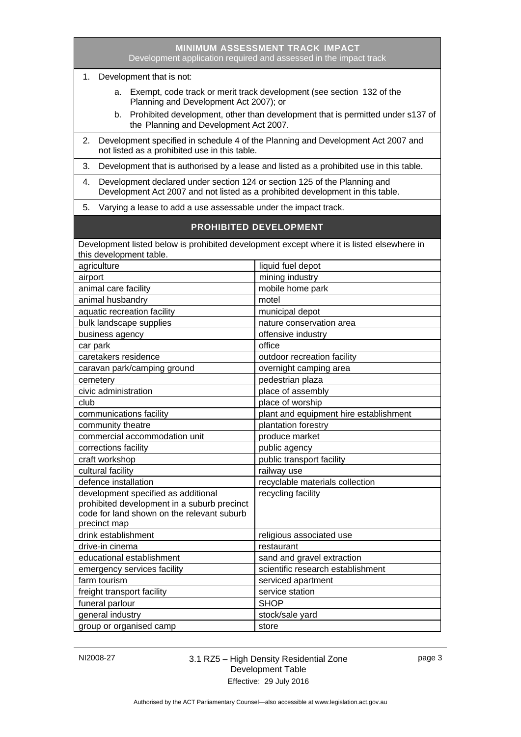## MINIMUM ASSESSMENT TRACK IMPACT

Development application required and assessed in the impact track

1. Development that is not:
    a. Exempt, code track or merit track development (see section 132 of the Planning and Development Act 2007); or
    b. Prohibited development, other than development that is permitted under s137 of the Planning and Development Act 2007.
2. Development specified in schedule 4 of the Planning and Development Act 2007 and not listed as a prohibited use in this table.
3. Development that is authorised by a lease and listed as a prohibited use in this table.
4. Development declared under section 124 or section 125 of the Planning and Development Act 2007 and not listed as a prohibited development in this table.
5. Varying a lease to add a use assessable under the impact track.

## PROHIBITED DEVELOPMENT

Development listed below is prohibited development except where it is listed elsewhere in this development table.

| | |
|---|---|
| agriculture | liquid fuel depot |
| airport | mining industry |
| animal care facility | mobile home park |
| animal husbandry | motel |
| aquatic recreation facility | municipal depot |
| bulk landscape supplies | nature conservation area |
| business agency | offensive industry |
| car park | office |
| caretakers residence | outdoor recreation facility |
| caravan park/camping ground | overnight camping area |
| cemetery | pedestrian plaza |
| civic administration | place of assembly |
| club | place of worship |
| communications facility | plant and equipment hire establishment |
| community theatre | plantation forestry |
| commercial accommodation unit | produce market |
| corrections facility | public agency |
| craft workshop | public transport facility |
| cultural facility | railway use |
| defence installation | recyclable materials collection |
| development specified as additional prohibited development in a suburb precinct code for land shown on the relevant suburb precinct map | recycling facility |
| drink establishment | religious associated use |
| drive-in cinema | restaurant |
| educational establishment | sand and gravel extraction |
| emergency services facility | scientific research establishment |
| farm tourism | serviced apartment |
| freight transport facility | service station |
| funeral parlour | SHOP |
| general industry | stock/sale yard |
| group or organised camp | store |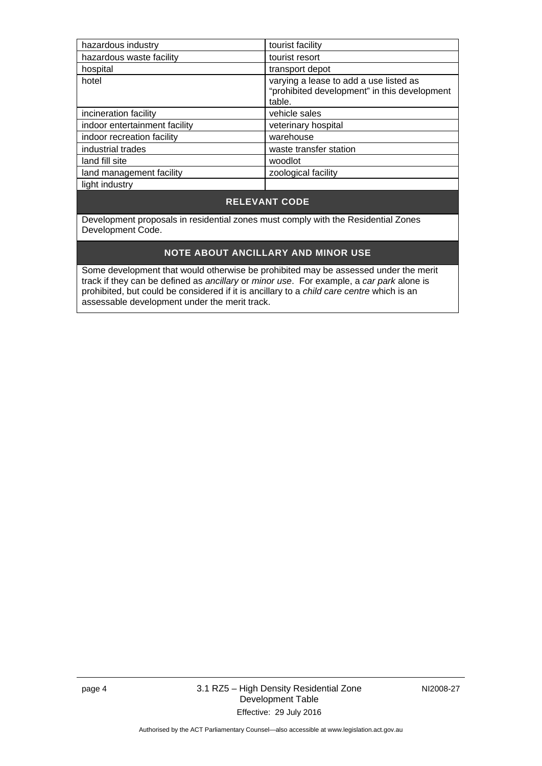| | |
|---|---|
| hazardous industry | tourist facility |
| hazardous waste facility | tourist resort |
| hospital | transport depot |
| hotel | varying a lease to add a use listed as "prohibited development" in this development table. |
| incineration facility | vehicle sales |
| indoor entertainment facility | veterinary hospital |
| indoor recreation facility | warehouse |
| industrial trades | waste transfer station |
| land fill site | woodlot |
| land management facility | zoological facility |
| light industry | |

## RELEVANT CODE

Development proposals in residential zones must comply with the Residential Zones Development Code.

## NOTE ABOUT ANCILLARY AND MINOR USE

Some development that would otherwise be prohibited may be assessed under the merit track if they can be defined as *ancillary* or *minor use*. For example, a *car park* alone is prohibited, but could be considered if it is ancillary to a *child care centre* which is an assessable development under the merit track.